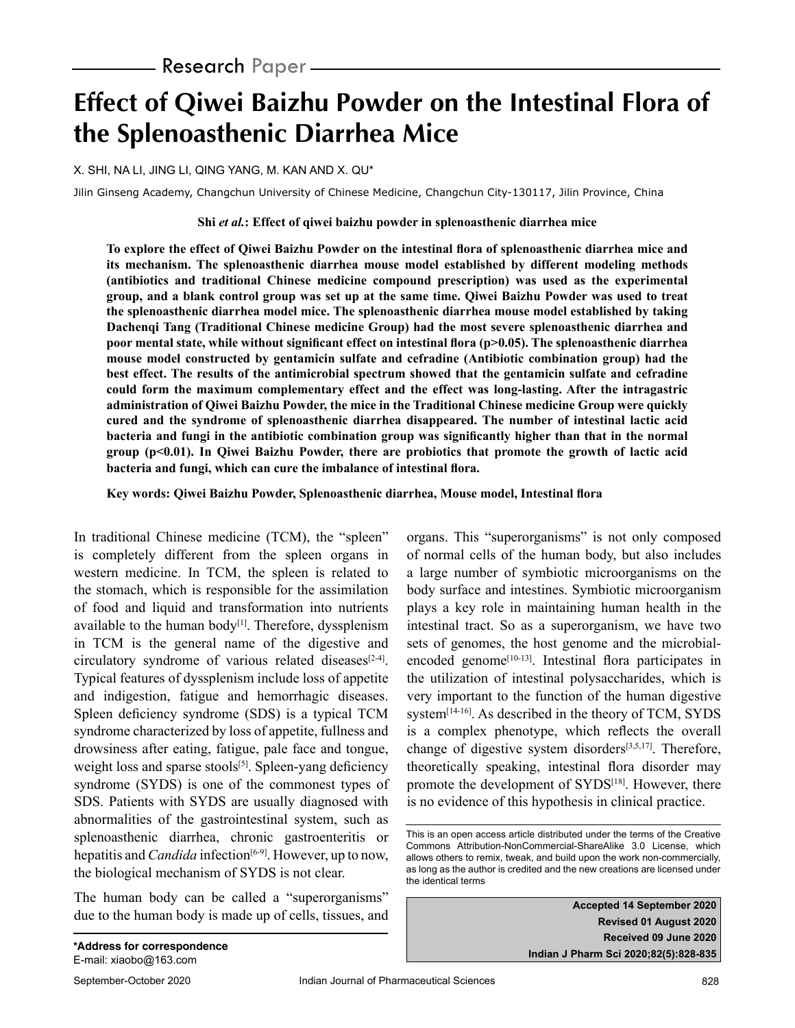Research Paper

# Effect of Qiwei Baizhu Powder on the Intestinal Flora of the Splenoasthenic Diarrhea Mice

X. SHI, NA LI, JING LI, QING YANG, M. KAN AND X. QU*

Jilin Ginseng Academy, Changchun University of Chinese Medicine, Changchun City-130117, Jilin Province, China

**Shi *et al.*: Effect of qiwei baizhu powder in splenoasthenic diarrhea mice**

**To explore the effect of Qiwei Baizhu Powder on the intestinal flora of splenoasthenic diarrhea mice and its mechanism. The splenoasthenic diarrhea mouse model established by different modeling methods (antibiotics and traditional Chinese medicine compound prescription) was used as the experimental group, and a blank control group was set up at the same time. Qiwei Baizhu Powder was used to treat the splenoasthenic diarrhea model mice. The splenoasthenic diarrhea mouse model established by taking Dachenqi Tang (Traditional Chinese medicine Group) had the most severe splenoasthenic diarrhea and poor mental state, while without significant effect on intestinal flora ($p>0.05$). The splenoasthenic diarrhea mouse model constructed by gentamicin sulfate and cefradine (Antibiotic combination group) had the best effect. The results of the antimicrobial spectrum showed that the gentamicin sulfate and cefradine could form the maximum complementary effect and the effect was long-lasting. After the intragastric administration of Qiwei Baizhu Powder, the mice in the Traditional Chinese medicine Group were quickly cured and the syndrome of splenoasthenic diarrhea disappeared. The number of intestinal lactic acid bacteria and fungi in the antibiotic combination group was significantly higher than that in the normal group ($p<0.01$). In Qiwei Baizhu Powder, there are probiotics that promote the growth of lactic acid bacteria and fungi, which can cure the imbalance of intestinal flora.**

**Key words: Qiwei Baizhu Powder, Splenoasthenic diarrhea, Mouse model, Intestinal flora**

In traditional Chinese medicine (TCM), the "spleen" is completely different from the spleen organs in western medicine. In TCM, the spleen is related to the stomach, which is responsible for the assimilation of food and liquid and transformation into nutrients available to the human body[1]. Therefore, dyssplenism in TCM is the general name of the digestive and circulatory syndrome of various related diseases[2-4]. Typical features of dyssplenism include loss of appetite and indigestion, fatigue and hemorrhagic diseases. Spleen deficiency syndrome (SDS) is a typical TCM syndrome characterized by loss of appetite, fullness and drowsiness after eating, fatigue, pale face and tongue, weight loss and sparse stools[5]. Spleen-yang deficiency syndrome (SYDS) is one of the commonest types of SDS. Patients with SYDS are usually diagnosed with abnormalities of the gastrointestinal system, such as splenoasthenic diarrhea, chronic gastroenteritis or hepatitis and *Candida* infection[6-9]. However, up to now, the biological mechanism of SYDS is not clear.

The human body can be called a "superorganisms" due to the human body is made up of cells, tissues, and organs. This "superorganisms" is not only composed of normal cells of the human body, but also includes a large number of symbiotic microorganisms on the body surface and intestines. Symbiotic microorganism plays a key role in maintaining human health in the intestinal tract. So as a superorganism, we have two sets of genomes, the host genome and the microbial-encoded genome[10-13]. Intestinal flora participates in the utilization of intestinal polysaccharides, which is very important to the function of the human digestive system[14-16]. As described in the theory of TCM, SYDS is a complex phenotype, which reflects the overall change of digestive system disorders[3,5,17]. Therefore, theoretically speaking, intestinal flora disorder may promote the development of SYDS[18]. However, there is no evidence of this hypothesis in clinical practice.

This is an open access article distributed under the terms of the Creative Commons Attribution-NonCommercial-ShareAlike 3.0 License, which allows others to remix, tweak, and build upon the work non-commercially, as long as the author is credited and the new creations are licensed under the identical terms

**Accepted 14 September 2020**
**Revised 01 August 2020**
**Received 09 June 2020**
**Indian J Pharm Sci 2020;82(5):828-835**

***Address for correspondence**
E-mail: xiaobo@163.com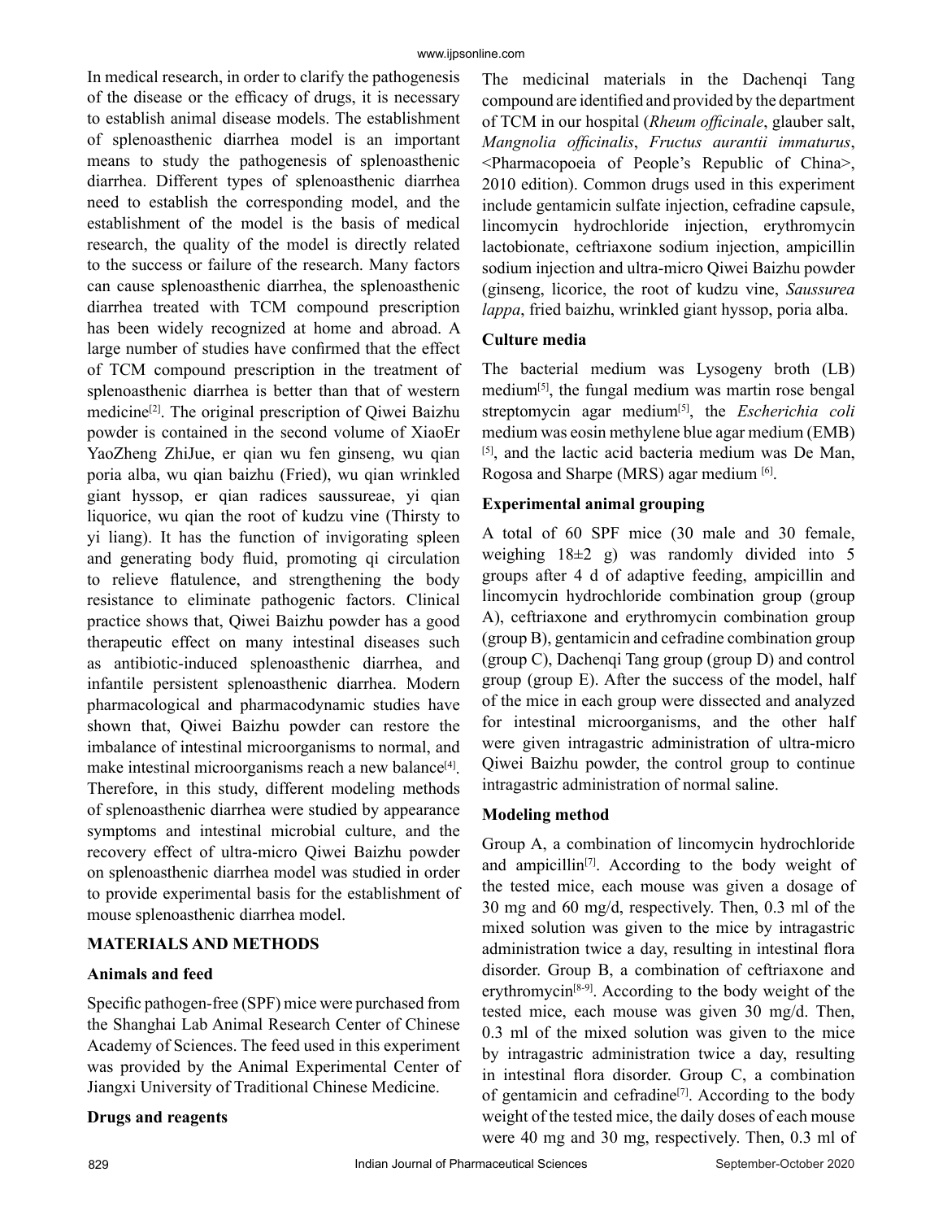In medical research, in order to clarify the pathogenesis of the disease or the efficacy of drugs, it is necessary to establish animal disease models. The establishment of splenoasthenic diarrhea model is an important means to study the pathogenesis of splenoasthenic diarrhea. Different types of splenoasthenic diarrhea need to establish the corresponding model, and the establishment of the model is the basis of medical research, the quality of the model is directly related to the success or failure of the research. Many factors can cause splenoasthenic diarrhea, the splenoasthenic diarrhea treated with TCM compound prescription has been widely recognized at home and abroad. A large number of studies have confirmed that the effect of TCM compound prescription in the treatment of splenoasthenic diarrhea is better than that of western medicine[2]. The original prescription of Qiwei Baizhu powder is contained in the second volume of XiaoEr YaoZheng ZhiJue, er qian wu fen ginseng, wu qian poria alba, wu qian baizhu (Fried), wu qian wrinkled giant hyssop, er qian radices saussureae, yi qian liquorice, wu qian the root of kudzu vine (Thirsty to yi liang). It has the function of invigorating spleen and generating body fluid, promoting qi circulation to relieve flatulence, and strengthening the body resistance to eliminate pathogenic factors. Clinical practice shows that, Qiwei Baizhu powder has a good therapeutic effect on many intestinal diseases such as antibiotic-induced splenoasthenic diarrhea, and infantile persistent splenoasthenic diarrhea. Modern pharmacological and pharmacodynamic studies have shown that, Qiwei Baizhu powder can restore the imbalance of intestinal microorganisms to normal, and make intestinal microorganisms reach a new balance[4]. Therefore, in this study, different modeling methods of splenoasthenic diarrhea were studied by appearance symptoms and intestinal microbial culture, and the recovery effect of ultra-micro Qiwei Baizhu powder on splenoasthenic diarrhea model was studied in order to provide experimental basis for the establishment of mouse splenoasthenic diarrhea model.

## MATERIALS AND METHODS

### Animals and feed

Specific pathogen-free (SPF) mice were purchased from the Shanghai Lab Animal Research Center of Chinese Academy of Sciences. The feed used in this experiment was provided by the Animal Experimental Center of Jiangxi University of Traditional Chinese Medicine.

### Drugs and reagents

The medicinal materials in the Dachenqi Tang compound are identified and provided by the department of TCM in our hospital (*Rheum officinale*, glauber salt, *Mangnolia officinalis*, *Fructus aurantii immaturus*, <Pharmacopoeia of People's Republic of China>, 2010 edition). Common drugs used in this experiment include gentamicin sulfate injection, cefradine capsule, lincomycin hydrochloride injection, erythromycin lactobionate, ceftriaxone sodium injection, ampicillin sodium injection and ultra-micro Qiwei Baizhu powder (ginseng, licorice, the root of kudzu vine, *Saussurea lappa*, fried baizhu, wrinkled giant hyssop, poria alba.

### Culture media

The bacterial medium was Lysogeny broth (LB) medium[5], the fungal medium was martin rose bengal streptomycin agar medium[5], the *Escherichia coli* medium was eosin methylene blue agar medium (EMB) [5], and the lactic acid bacteria medium was De Man, Rogosa and Sharpe (MRS) agar medium [6].

### Experimental animal grouping

A total of 60 SPF mice (30 male and 30 female, weighing 18±2 g) was randomly divided into 5 groups after 4 d of adaptive feeding, ampicillin and lincomycin hydrochloride combination group (group A), ceftriaxone and erythromycin combination group (group B), gentamicin and cefradine combination group (group C), Dachenqi Tang group (group D) and control group (group E). After the success of the model, half of the mice in each group were dissected and analyzed for intestinal microorganisms, and the other half were given intragastric administration of ultra-micro Qiwei Baizhu powder, the control group to continue intragastric administration of normal saline.

### Modeling method

Group A, a combination of lincomycin hydrochloride and ampicillin[7]. According to the body weight of the tested mice, each mouse was given a dosage of 30 mg and 60 mg/d, respectively. Then, 0.3 ml of the mixed solution was given to the mice by intragastric administration twice a day, resulting in intestinal flora disorder. Group B, a combination of ceftriaxone and erythromycin[8-9]. According to the body weight of the tested mice, each mouse was given 30 mg/d. Then, 0.3 ml of the mixed solution was given to the mice by intragastric administration twice a day, resulting in intestinal flora disorder. Group C, a combination of gentamicin and cefradine[7]. According to the body weight of the tested mice, the daily doses of each mouse were 40 mg and 30 mg, respectively. Then, 0.3 ml of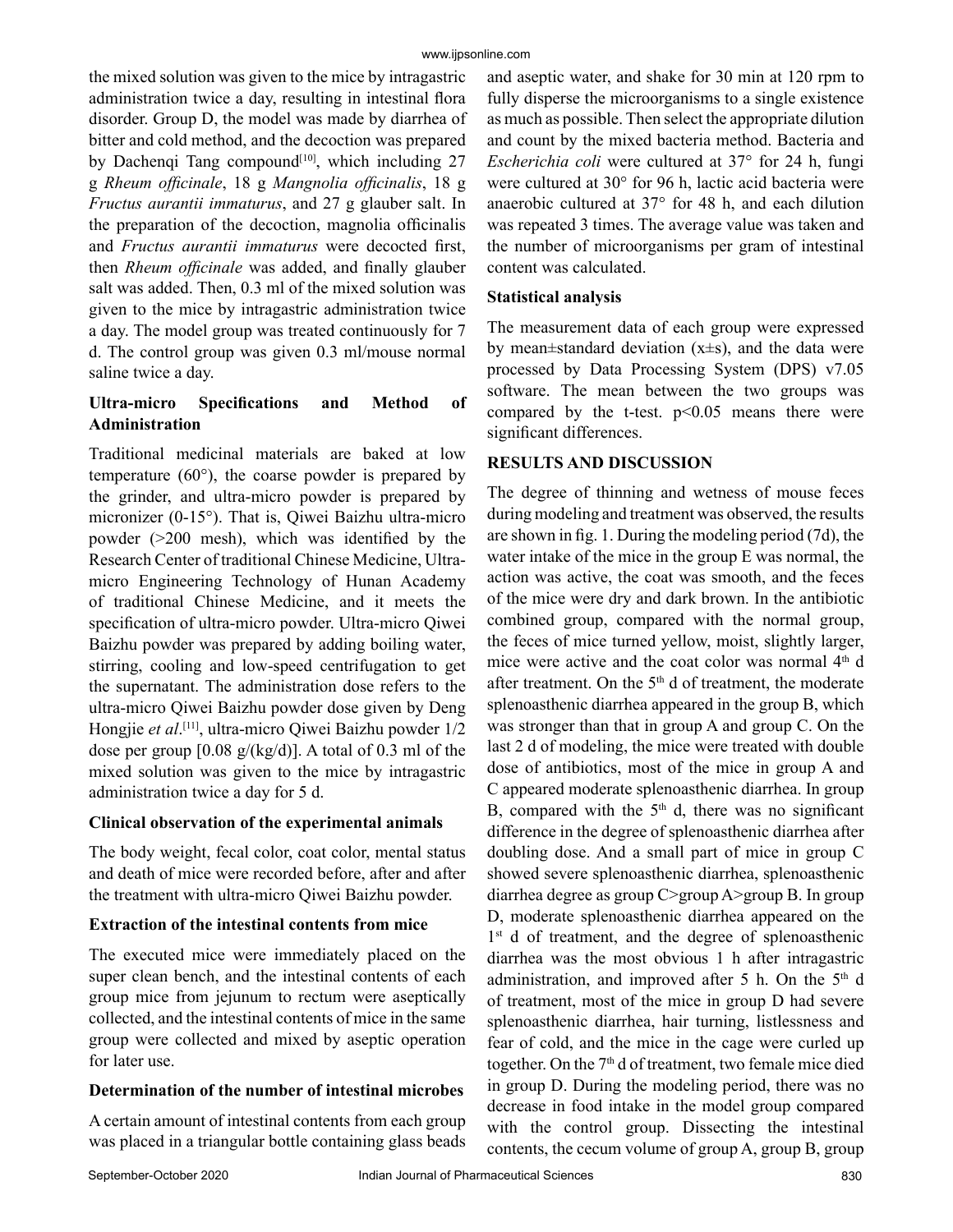the mixed solution was given to the mice by intragastric administration twice a day, resulting in intestinal flora disorder. Group D, the model was made by diarrhea of bitter and cold method, and the decoction was prepared by Dachenqi Tang compound[10], which including 27 g *Rheum officinale*, 18 g *Mangnolia officinalis*, 18 g *Fructus aurantii immaturus*, and 27 g glauber salt. In the preparation of the decoction, magnolia officinalis and *Fructus aurantii immaturus* were decocted first, then *Rheum officinale* was added, and finally glauber salt was added. Then, 0.3 ml of the mixed solution was given to the mice by intragastric administration twice a day. The model group was treated continuously for 7 d. The control group was given 0.3 ml/mouse normal saline twice a day.

### Ultra-micro Specifications and Method of Administration

Traditional medicinal materials are baked at low temperature (60°), the coarse powder is prepared by the grinder, and ultra-micro powder is prepared by micronizer (0-15°). That is, Qiwei Baizhu ultra-micro powder (>200 mesh), which was identified by the Research Center of traditional Chinese Medicine, Ultra-micro Engineering Technology of Hunan Academy of traditional Chinese Medicine, and it meets the specification of ultra-micro powder. Ultra-micro Qiwei Baizhu powder was prepared by adding boiling water, stirring, cooling and low-speed centrifugation to get the supernatant. The administration dose refers to the ultra-micro Qiwei Baizhu powder dose given by Deng Hongjie *et al*.[11], ultra-micro Qiwei Baizhu powder 1/2 dose per group [0.08 g/(kg/d)]. A total of 0.3 ml of the mixed solution was given to the mice by intragastric administration twice a day for 5 d.

### Clinical observation of the experimental animals

The body weight, fecal color, coat color, mental status and death of mice were recorded before, after and after the treatment with ultra-micro Qiwei Baizhu powder.

### Extraction of the intestinal contents from mice

The executed mice were immediately placed on the super clean bench, and the intestinal contents of each group mice from jejunum to rectum were aseptically collected, and the intestinal contents of mice in the same group were collected and mixed by aseptic operation for later use.

### Determination of the number of intestinal microbes

A certain amount of intestinal contents from each group was placed in a triangular bottle containing glass beads and aseptic water, and shake for 30 min at 120 rpm to fully disperse the microorganisms to a single existence as much as possible. Then select the appropriate dilution and count by the mixed bacteria method. Bacteria and *Escherichia coli* were cultured at 37° for 24 h, fungi were cultured at 30° for 96 h, lactic acid bacteria were anaerobic cultured at 37° for 48 h, and each dilution was repeated 3 times. The average value was taken and the number of microorganisms per gram of intestinal content was calculated.

### Statistical analysis

The measurement data of each group were expressed by mean±standard deviation (x±s), and the data were processed by Data Processing System (DPS) v7.05 software. The mean between the two groups was compared by the t-test. $p<0.05$ means there were significant differences.

## RESULTS AND DISCUSSION

The degree of thinning and wetness of mouse feces during modeling and treatment was observed, the results are shown in fig. 1. During the modeling period (7d), the water intake of the mice in the group E was normal, the action was active, the coat was smooth, and the feces of the mice were dry and dark brown. In the antibiotic combined group, compared with the normal group, the feces of mice turned yellow, moist, slightly larger, mice were active and the coat color was normal 4th d after treatment. On the 5th d of treatment, the moderate splenoasthenic diarrhea appeared in the group B, which was stronger than that in group A and group C. On the last 2 d of modeling, the mice were treated with double dose of antibiotics, most of the mice in group A and C appeared moderate splenoasthenic diarrhea. In group B, compared with the 5th d, there was no significant difference in the degree of splenoasthenic diarrhea after doubling dose. And a small part of mice in group C showed severe splenoasthenic diarrhea, splenoasthenic diarrhea degree as group C>group A>group B. In group D, moderate splenoasthenic diarrhea appeared on the 1st d of treatment, and the degree of splenoasthenic diarrhea was the most obvious 1 h after intragastric administration, and improved after 5 h. On the 5th d of treatment, most of the mice in group D had severe splenoasthenic diarrhea, hair turning, listlessness and fear of cold, and the mice in the cage were curled up together. On the 7th d of treatment, two female mice died in group D. During the modeling period, there was no decrease in food intake in the model group compared with the control group. Dissecting the intestinal contents, the cecum volume of group A, group B, group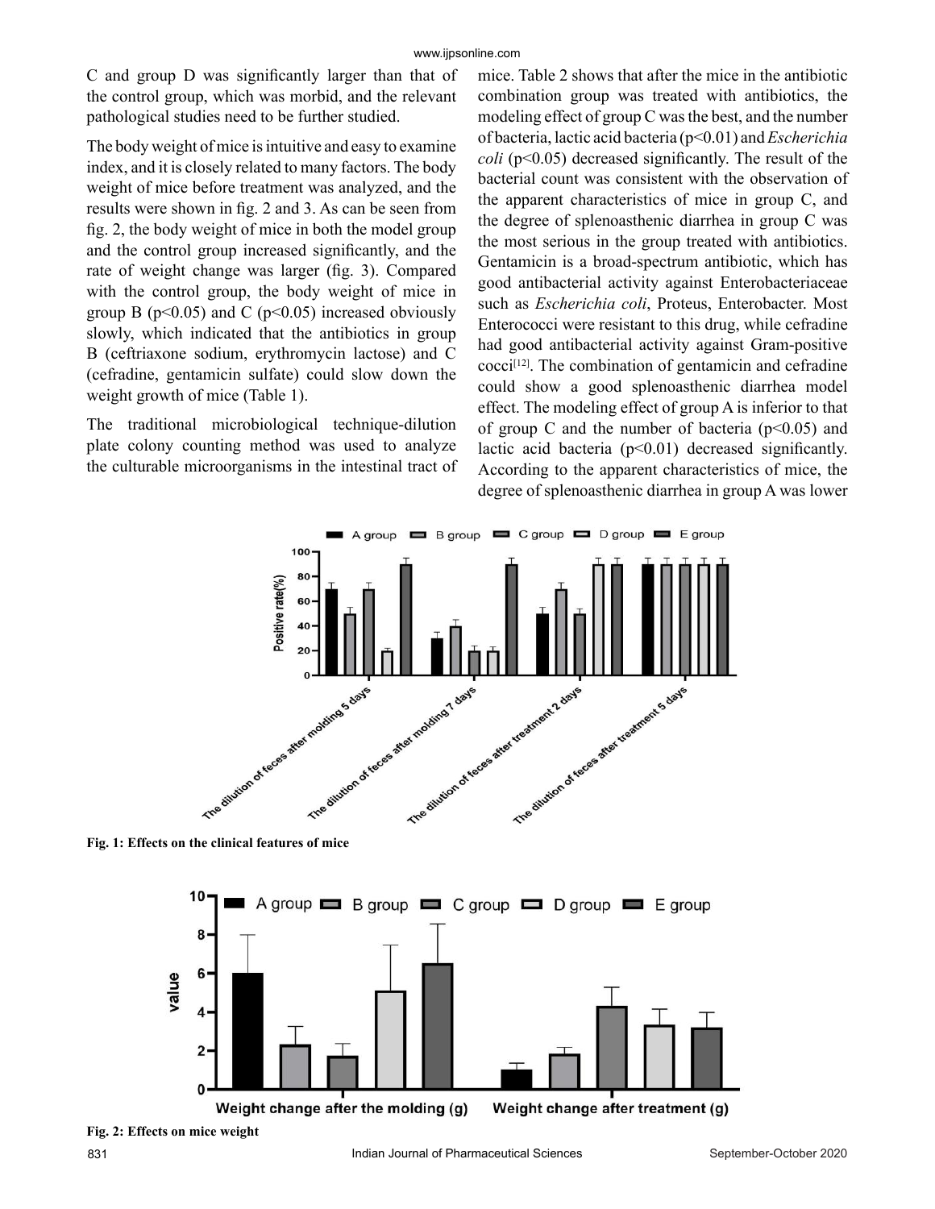C and group D was significantly larger than that of the control group, which was morbid, and the relevant pathological studies need to be further studied.

The body weight of mice is intuitive and easy to examine index, and it is closely related to many factors. The body weight of mice before treatment was analyzed, and the results were shown in fig. 2 and 3. As can be seen from fig. 2, the body weight of mice in both the model group and the control group increased significantly, and the rate of weight change was larger (fig. 3). Compared with the control group, the body weight of mice in group B ($p<0.05$) and C ($p<0.05$) increased obviously slowly, which indicated that the antibiotics in group B (ceftriaxone sodium, erythromycin lactose) and C (cefradine, gentamicin sulfate) could slow down the weight growth of mice (Table 1).

The traditional microbiological technique-dilution plate colony counting method was used to analyze the culturable microorganisms in the intestinal tract of mice. Table 2 shows that after the mice in the antibiotic combination group was treated with antibiotics, the modeling effect of group C was the best, and the number of bacteria, lactic acid bacteria ($p<0.01$) and *Escherichia coli* ($p<0.05$) decreased significantly. The result of the bacterial count was consistent with the observation of the apparent characteristics of mice in group C, and the degree of splenoasthenic diarrhea in group C was the most serious in the group treated with antibiotics. Gentamicin is a broad-spectrum antibiotic, which has good antibacterial activity against Enterobacteriaceae such as *Escherichia coli*, Proteus, Enterobacter. Most Enterococci were resistant to this drug, while cefradine had good antibacterial activity against Gram-positive cocci[12]. The combination of gentamicin and cefradine could show a good splenoasthenic diarrhea model effect. The modeling effect of group A is inferior to that of group C and the number of bacteria ($p<0.05$) and lactic acid bacteria ($p<0.01$) decreased significantly. According to the apparent characteristics of mice, the degree of splenoasthenic diarrhea in group A was lower

**Fig. 1: Effects on the clinical features of mice**

**Fig. 2: Effects on mice weight**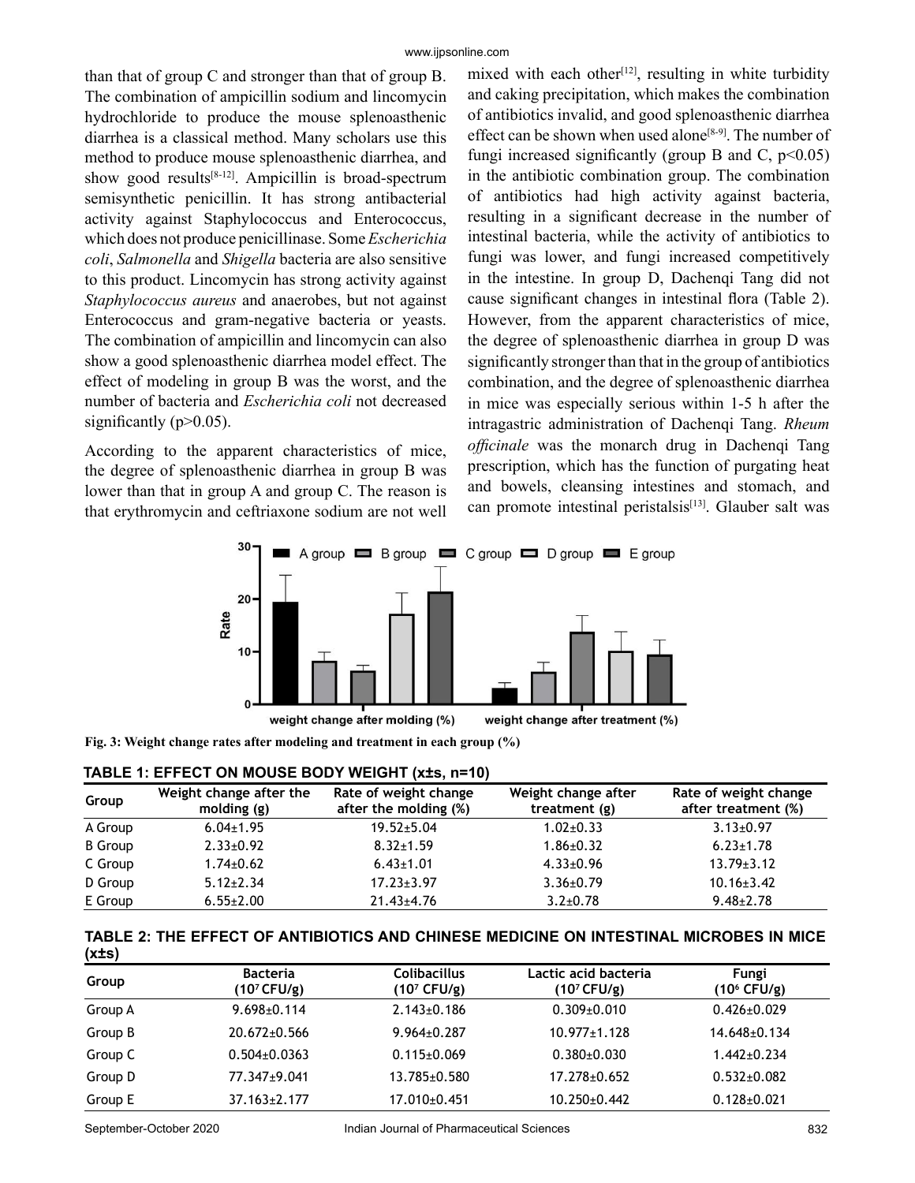than that of group C and stronger than that of group B. The combination of ampicillin sodium and lincomycin hydrochloride to produce the mouse splenoasthenic diarrhea is a classical method. Many scholars use this method to produce mouse splenoasthenic diarrhea, and show good results[8-12]. Ampicillin is broad-spectrum semisynthetic penicillin. It has strong antibacterial activity against Staphylococcus and Enterococcus, which does not produce penicillinase. Some *Escherichia coli*, *Salmonella* and *Shigella* bacteria are also sensitive to this product. Lincomycin has strong activity against *Staphylococcus aureus* and anaerobes, but not against Enterococcus and gram-negative bacteria or yeasts. The combination of ampicillin and lincomycin can also show a good splenoasthenic diarrhea model effect. The effect of modeling in group B was the worst, and the number of bacteria and *Escherichia coli* not decreased significantly ($p>0.05$).

According to the apparent characteristics of mice, the degree of splenoasthenic diarrhea in group B was lower than that in group A and group C. The reason is that erythromycin and ceftriaxone sodium are not well mixed with each other[12], resulting in white turbidity and caking precipitation, which makes the combination of antibiotics invalid, and good splenoasthenic diarrhea effect can be shown when used alone[8-9]. The number of fungi increased significantly (group B and C, $p<0.05$) in the antibiotic combination group. The combination of antibiotics had high activity against bacteria, resulting in a significant decrease in the number of intestinal bacteria, while the activity of antibiotics to fungi was lower, and fungi increased competitively in the intestine. In group D, Dachenqi Tang did not cause significant changes in intestinal flora (Table 2). However, from the apparent characteristics of mice, the degree of splenoasthenic diarrhea in group D was significantly stronger than that in the group of antibiotics combination, and the degree of splenoasthenic diarrhea in mice was especially serious within 1-5 h after the intragastric administration of Dachenqi Tang. *Rheum officinale* was the monarch drug in Dachenqi Tang prescription, which has the function of purgating heat and bowels, cleansing intestines and stomach, and can promote intestinal peristalsis[13]. Glauber salt was

**Fig. 3: Weight change rates after modeling and treatment in each group (%)**

**TABLE 1: EFFECT ON MOUSE BODY WEIGHT (x±s, n=10)**

| Group | Weight change after the molding (g) | Rate of weight change after the molding (%) | Weight change after treatment (g) | Rate of weight change after treatment (%) |
|---|---|---|---|---|
| A Group | 6.04±1.95 | 19.52±5.04 | 1.02±0.33 | 3.13±0.97 |
| B Group | 2.33±0.92 | 8.32±1.59 | 1.86±0.32 | 6.23±1.78 |
| C Group | 1.74±0.62 | 6.43±1.01 | 4.33±0.96 | 13.79±3.12 |
| D Group | 5.12±2.34 | 17.23±3.97 | 3.36±0.79 | 10.16±3.42 |
| E Group | 6.55±2.00 | 21.43±4.76 | 3.2±0.78 | 9.48±2.78 |

**TABLE 2: THE EFFECT OF ANTIBIOTICS AND CHINESE MEDICINE ON INTESTINAL MICROBES IN MICE (x±s)**

| Group | Bacteria ($10^7$ CFU/g) | Colibacillus ($10^7$ CFU/g) | Lactic acid bacteria ($10^7$ CFU/g) | Fungi ($10^6$ CFU/g) |
|---|---|---|---|---|
| Group A | 9.698±0.114 | 2.143±0.186 | 0.309±0.010 | 0.426±0.029 |
| Group B | 20.672±0.566 | 9.964±0.287 | 10.977±1.128 | 14.648±0.134 |
| Group C | 0.504±0.0363 | 0.115±0.069 | 0.380±0.030 | 1.442±0.234 |
| Group D | 77.347±9.041 | 13.785±0.580 | 17.278±0.652 | 0.532±0.082 |
| Group E | 37.163±2.177 | 17.010±0.451 | 10.250±0.442 | 0.128±0.021 |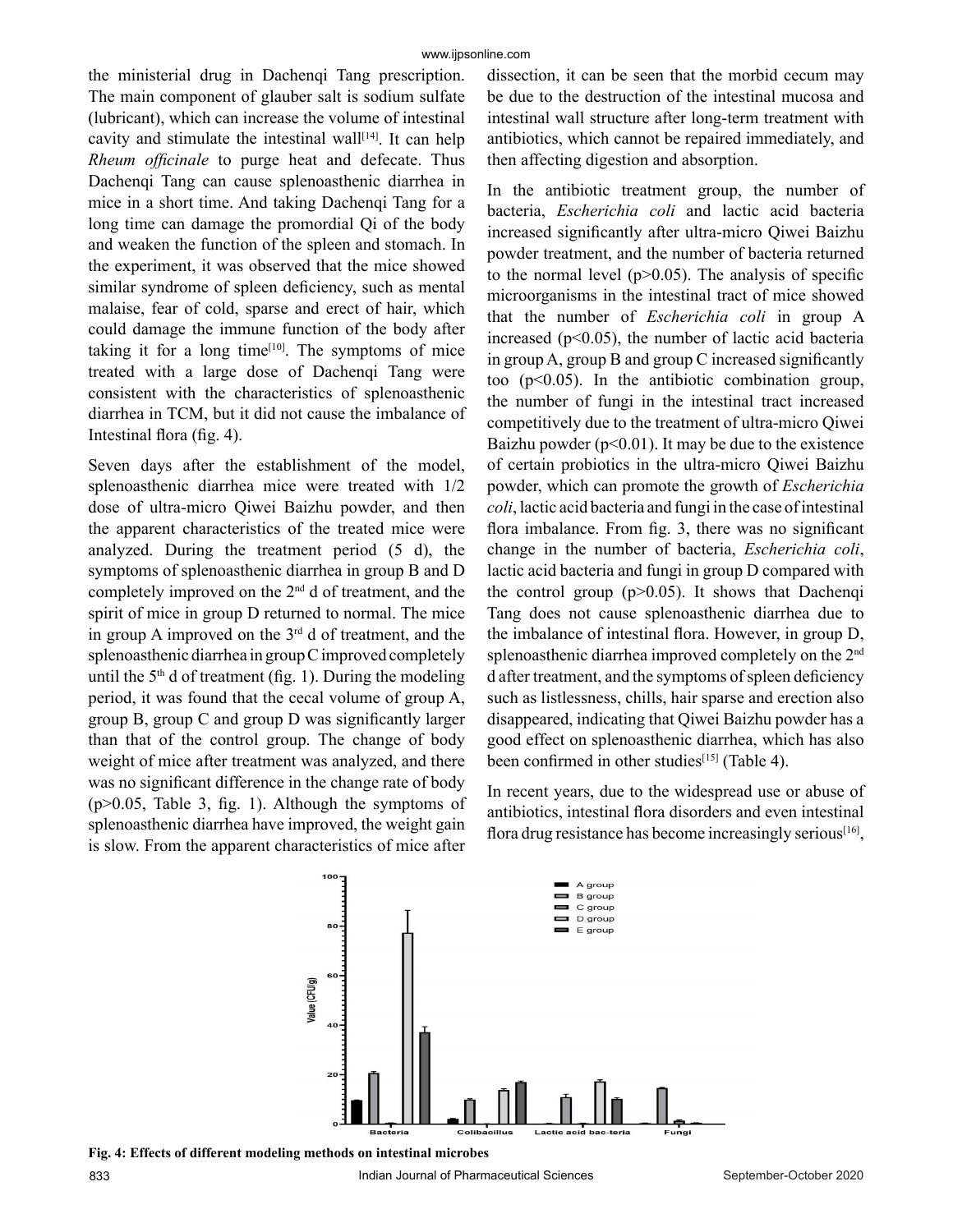the ministerial drug in Dachenqi Tang prescription. The main component of glauber salt is sodium sulfate (lubricant), which can increase the volume of intestinal cavity and stimulate the intestinal wall[14]. It can help *Rheum officinale* to purge heat and defecate. Thus Dachenqi Tang can cause splenoasthenic diarrhea in mice in a short time. And taking Dachenqi Tang for a long time can damage the promordial Qi of the body and weaken the function of the spleen and stomach. In the experiment, it was observed that the mice showed similar syndrome of spleen deficiency, such as mental malaise, fear of cold, sparse and erect of hair, which could damage the immune function of the body after taking it for a long time[10]. The symptoms of mice treated with a large dose of Dachenqi Tang were consistent with the characteristics of splenoasthenic diarrhea in TCM, but it did not cause the imbalance of Intestinal flora (fig. 4).

Seven days after the establishment of the model, splenoasthenic diarrhea mice were treated with 1/2 dose of ultra-micro Qiwei Baizhu powder, and then the apparent characteristics of the treated mice were analyzed. During the treatment period (5 d), the symptoms of splenoasthenic diarrhea in group B and D completely improved on the 2nd d of treatment, and the spirit of mice in group D returned to normal. The mice in group A improved on the 3rd d of treatment, and the splenoasthenic diarrhea in group C improved completely until the 5th d of treatment (fig. 1). During the modeling period, it was found that the cecal volume of group A, group B, group C and group D was significantly larger than that of the control group. The change of body weight of mice after treatment was analyzed, and there was no significant difference in the change rate of body ($p>0.05$, Table 3, fig. 1). Although the symptoms of splenoasthenic diarrhea have improved, the weight gain is slow. From the apparent characteristics of mice after dissection, it can be seen that the morbid cecum may be due to the destruction of the intestinal mucosa and intestinal wall structure after long-term treatment with antibiotics, which cannot be repaired immediately, and then affecting digestion and absorption.

In the antibiotic treatment group, the number of bacteria, *Escherichia coli* and lactic acid bacteria increased significantly after ultra-micro Qiwei Baizhu powder treatment, and the number of bacteria returned to the normal level ($p>0.05$). The analysis of specific microorganisms in the intestinal tract of mice showed that the number of *Escherichia coli* in group A increased ($p<0.05$), the number of lactic acid bacteria in group A, group B and group C increased significantly too ($p<0.05$). In the antibiotic combination group, the number of fungi in the intestinal tract increased competitively due to the treatment of ultra-micro Qiwei Baizhu powder ($p<0.01$). It may be due to the existence of certain probiotics in the ultra-micro Qiwei Baizhu powder, which can promote the growth of *Escherichia coli*, lactic acid bacteria and fungi in the case of intestinal flora imbalance. From fig. 3, there was no significant change in the number of bacteria, *Escherichia coli*, lactic acid bacteria and fungi in group D compared with the control group ($p>0.05$). It shows that Dachenqi Tang does not cause splenoasthenic diarrhea due to the imbalance of intestinal flora. However, in group D, splenoasthenic diarrhea improved completely on the 2nd d after treatment, and the symptoms of spleen deficiency such as listlessness, chills, hair sparse and erection also disappeared, indicating that Qiwei Baizhu powder has a good effect on splenoasthenic diarrhea, which has also been confirmed in other studies[15] (Table 4).

In recent years, due to the widespread use or abuse of antibiotics, intestinal flora disorders and even intestinal flora drug resistance has become increasingly serious[16],

**Fig. 4: Effects of different modeling methods on intestinal microbes**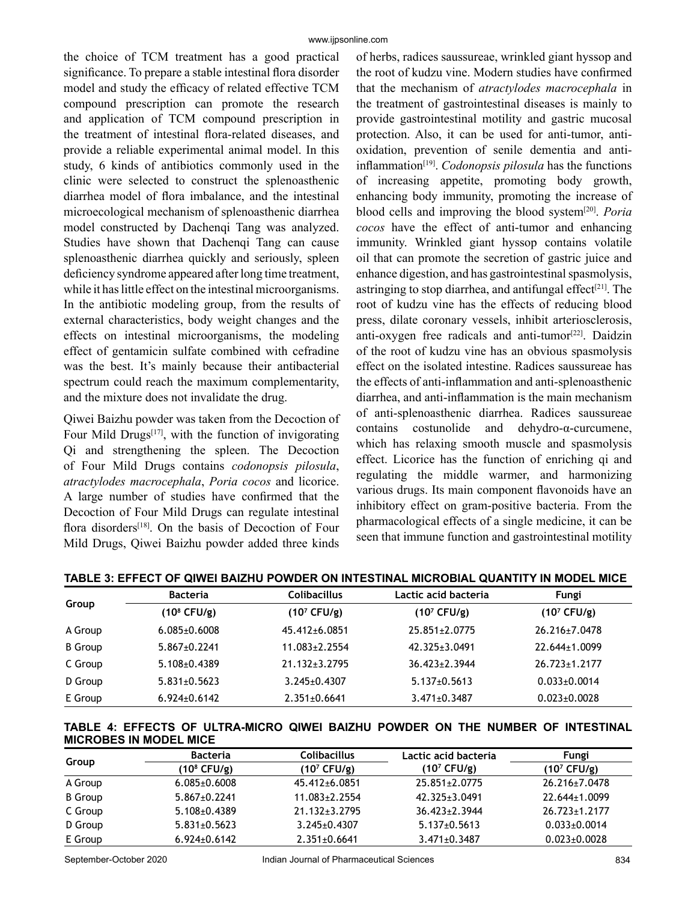the choice of TCM treatment has a good practical significance. To prepare a stable intestinal flora disorder model and study the efficacy of related effective TCM compound prescription can promote the research and application of TCM compound prescription in the treatment of intestinal flora-related diseases, and provide a reliable experimental animal model. In this study, 6 kinds of antibiotics commonly used in the clinic were selected to construct the splenoasthenic diarrhea model of flora imbalance, and the intestinal microecological mechanism of splenoasthenic diarrhea model constructed by Dachenqi Tang was analyzed. Studies have shown that Dachenqi Tang can cause splenoasthenic diarrhea quickly and seriously, spleen deficiency syndrome appeared after long time treatment, while it has little effect on the intestinal microorganisms. In the antibiotic modeling group, from the results of external characteristics, body weight changes and the effects on intestinal microorganisms, the modeling effect of gentamicin sulfate combined with cefradine was the best. It's mainly because their antibacterial spectrum could reach the maximum complementarity, and the mixture does not invalidate the drug.

Qiwei Baizhu powder was taken from the Decoction of Four Mild Drugs[17], with the function of invigorating Qi and strengthening the spleen. The Decoction of Four Mild Drugs contains *codonopsis pilosula*, *atractylodes macrocephala*, *Poria cocos* and licorice. A large number of studies have confirmed that the Decoction of Four Mild Drugs can regulate intestinal flora disorders[18]. On the basis of Decoction of Four Mild Drugs, Qiwei Baizhu powder added three kinds of herbs, radices saussureae, wrinkled giant hyssop and the root of kudzu vine. Modern studies have confirmed that the mechanism of *atractylodes macrocephala* in the treatment of gastrointestinal diseases is mainly to provide gastrointestinal motility and gastric mucosal protection. Also, it can be used for anti-tumor, anti-oxidation, prevention of senile dementia and anti-inflammation[19]. *Codonopsis pilosula* has the functions of increasing appetite, promoting body growth, enhancing body immunity, promoting the increase of blood cells and improving the blood system[20]. *Poria cocos* have the effect of anti-tumor and enhancing immunity. Wrinkled giant hyssop contains volatile oil that can promote the secretion of gastric juice and enhance digestion, and has gastrointestinal spasmolysis, astringing to stop diarrhea, and antifungal effect[21]. The root of kudzu vine has the effects of reducing blood press, dilate coronary vessels, inhibit arteriosclerosis, anti-oxygen free radicals and anti-tumor[22]. Daidzin of the root of kudzu vine has an obvious spasmolysis effect on the isolated intestine. Radices saussureae has the effects of anti-inflammation and anti-splenoasthenic diarrhea, and anti-inflammation is the main mechanism of anti-splenoasthenic diarrhea. Radices saussureae contains costunolide and dehydro-α-curcumene, which has relaxing smooth muscle and spasmolysis effect. Licorice has the function of enriching qi and regulating the middle warmer, and harmonizing various drugs. Its main component flavonoids have an inhibitory effect on gram-positive bacteria. From the pharmacological effects of a single medicine, it can be seen that immune function and gastrointestinal motility

**TABLE 3: EFFECT OF QIWEI BAIZHU POWDER ON INTESTINAL MICROBIAL QUANTITY IN MODEL MICE**

| Group | Bacteria ($10^8$ CFU/g) | Colibacillus ($10^7$ CFU/g) | Lactic acid bacteria ($10^7$ CFU/g) | Fungi ($10^7$ CFU/g) |
|---|---|---|---|---|
| A Group | 6.085±0.6008 | 45.412±6.0851 | 25.851±2.0775 | 26.216±7.0478 |
| B Group | 5.867±0.2241 | 11.083±2.2554 | 42.325±3.0491 | 22.644±1.0099 |
| C Group | 5.108±0.4389 | 21.132±3.2795 | 36.423±2.3944 | 26.723±1.2177 |
| D Group | 5.831±0.5623 | 3.245±0.4307 | 5.137±0.5613 | 0.033±0.0014 |
| E Group | 6.924±0.6142 | 2.351±0.6641 | 3.471±0.3487 | 0.023±0.0028 |

**TABLE 4: EFFECTS OF ULTRA-MICRO QIWEI BAIZHU POWDER ON THE NUMBER OF INTESTINAL MICROBES IN MODEL MICE**

| Group | Bacteria ($10^8$ CFU/g) | Colibacillus ($10^7$ CFU/g) | Lactic acid bacteria ($10^7$ CFU/g) | Fungi ($10^7$ CFU/g) |
|---|---|---|---|---|
| A Group | 6.085±0.6008 | 45.412±6.0851 | 25.851±2.0775 | 26.216±7.0478 |
| B Group | 5.867±0.2241 | 11.083±2.2554 | 42.325±3.0491 | 22.644±1.0099 |
| C Group | 5.108±0.4389 | 21.132±3.2795 | 36.423±2.3944 | 26.723±1.2177 |
| D Group | 5.831±0.5623 | 3.245±0.4307 | 5.137±0.5613 | 0.033±0.0014 |
| E Group | 6.924±0.6142 | 2.351±0.6641 | 3.471±0.3487 | 0.023±0.0028 |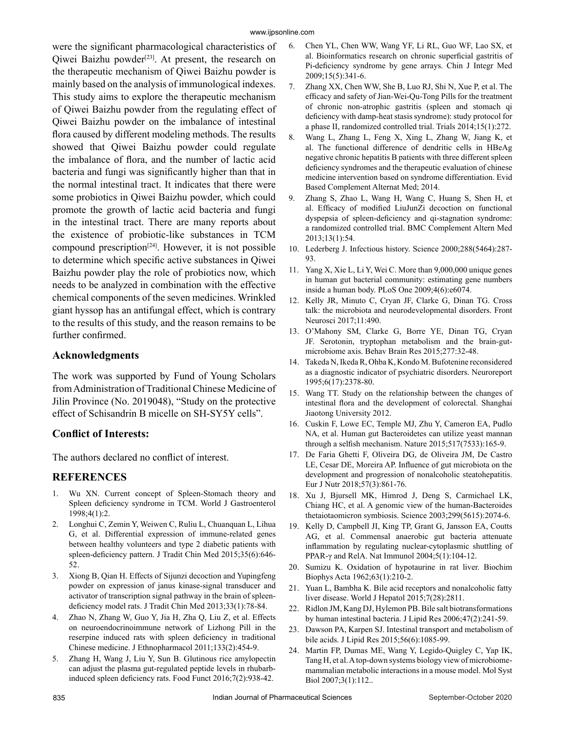were the significant pharmacological characteristics of Qiwei Baizhu powder[23]. At present, the research on the therapeutic mechanism of Qiwei Baizhu powder is mainly based on the analysis of immunological indexes. This study aims to explore the therapeutic mechanism of Qiwei Baizhu powder from the regulating effect of Qiwei Baizhu powder on the imbalance of intestinal flora caused by different modeling methods. The results showed that Qiwei Baizhu powder could regulate the imbalance of flora, and the number of lactic acid bacteria and fungi was significantly higher than that in the normal intestinal tract. It indicates that there were some probiotics in Qiwei Baizhu powder, which could promote the growth of lactic acid bacteria and fungi in the intestinal tract. There are many reports about the existence of probiotic-like substances in TCM compound prescription[24]. However, it is not possible to determine which specific active substances in Qiwei Baizhu powder play the role of probiotics now, which needs to be analyzed in combination with the effective chemical components of the seven medicines. Wrinkled giant hyssop has an antifungal effect, which is contrary to the results of this study, and the reason remains to be further confirmed.

## Acknowledgments

The work was supported by Fund of Young Scholars from Administration of Traditional Chinese Medicine of Jilin Province (No. 2019048), "Study on the protective effect of Schisandrin B micelle on SH-SY5Y cells".

## Conflict of Interests:

The authors declared no conflict of interest.

## REFERENCES

1. Wu XN. Current concept of Spleen-Stomach theory and Spleen deficiency syndrome in TCM. World J Gastroenterol 1998;4(1):2.
2. Longhui C, Zemin Y, Weiwen C, Ruliu L, Chuanquan L, Lihua G, et al. Differential expression of immune-related genes between healthy volunteers and type 2 diabetic patients with spleen-deficiency pattern. J Tradit Chin Med 2015;35(6):646-52.
3. Xiong B, Qian H. Effects of Sijunzi decoction and Yupingfeng powder on expression of janus kinase-signal transducer and activator of transcription signal pathway in the brain of spleen-deficiency model rats. J Tradit Chin Med 2013;33(1):78-84.
4. Zhao N, Zhang W, Guo Y, Jia H, Zha Q, Liu Z, et al. Effects on neuroendocrinoimmune network of Lizhong Pill in the reserpine induced rats with spleen deficiency in traditional Chinese medicine. J Ethnopharmacol 2011;133(2):454-9.
5. Zhang H, Wang J, Liu Y, Sun B. Glutinous rice amylopectin can adjust the plasma gut-regulated peptide levels in rhubarb-induced spleen deficiency rats. Food Funct 2016;7(2):938-42.
6. Chen YL, Chen WW, Wang YF, Li RL, Guo WF, Lao SX, et al. Bioinformatics research on chronic superficial gastritis of Pi-deficiency syndrome by gene arrays. Chin J Integr Med 2009;15(5):341-6.
7. Zhang XX, Chen WW, She B, Luo RJ, Shi N, Xue P, et al. The efficacy and safety of Jian-Wei-Qu-Tong Pills for the treatment of chronic non-atrophic gastritis (spleen and stomach qi deficiency with damp-heat stasis syndrome): study protocol for a phase II, randomized controlled trial. Trials 2014;15(1):272.
8. Wang L, Zhang L, Feng X, Xing L, Zhang W, Jiang K, et al. The functional difference of dendritic cells in HBeAg negative chronic hepatitis B patients with three different spleen deficiency syndromes and the therapeutic evaluation of chinese medicine intervention based on syndrome differentiation. Evid Based Complement Alternat Med; 2014.
9. Zhang S, Zhao L, Wang H, Wang C, Huang S, Shen H, et al. Efficacy of modified LiuJunZi decoction on functional dyspepsia of spleen-deficiency and qi-stagnation syndrome: a randomized controlled trial. BMC Complement Altern Med 2013;13(1):54.
10. Lederberg J. Infectious history. Science 2000;288(5464):287-93.
11. Yang X, Xie L, Li Y, Wei C. More than 9,000,000 unique genes in human gut bacterial community: estimating gene numbers inside a human body. PLoS One 2009;4(6):e6074.
12. Kelly JR, Minuto C, Cryan JF, Clarke G, Dinan TG. Cross talk: the microbiota and neurodevelopmental disorders. Front Neurosci 2017;11:490.
13. O'Mahony SM, Clarke G, Borre YE, Dinan TG, Cryan JF. Serotonin, tryptophan metabolism and the brain-gut-microbiome axis. Behav Brain Res 2015;277:32-48.
14. Takeda N, Ikeda R, Ohba K, Kondo M. Bufotenine reconsidered as a diagnostic indicator of psychiatric disorders. Neuroreport 1995;6(17):2378-80.
15. Wang TT. Study on the relationship between the changes of intestinal flora and the development of colorectal. Shanghai Jiaotong University 2012.
16. Cuskin F, Lowe EC, Temple MJ, Zhu Y, Cameron EA, Pudlo NA, et al. Human gut Bacteroidetes can utilize yeast mannan through a selfish mechanism. Nature 2015;517(7533):165-9.
17. De Faria Ghetti F, Oliveira DG, de Oliveira JM, De Castro LE, Cesar DE, Moreira AP. Influence of gut microbiota on the development and progression of nonalcoholic steatohepatitis. Eur J Nutr 2018;57(3):861-76.
18. Xu J, Bjursell MK, Himrod J, Deng S, Carmichael LK, Chiang HC, et al. A genomic view of the human-Bacteroides thetaiotaomicron symbiosis. Science 2003;299(5615):2074-6.
19. Kelly D, Campbell JI, King TP, Grant G, Jansson EA, Coutts AG, et al. Commensal anaerobic gut bacteria attenuate inflammation by regulating nuclear-cytoplasmic shuttling of PPAR-γ and RelA. Nat Immunol 2004;5(1):104-12.
20. Sumizu K. Oxidation of hypotaurine in rat liver. Biochim Biophys Acta 1962;63(1):210-2.
21. Yuan L, Bambha K. Bile acid receptors and nonalcoholic fatty liver disease. World J Hepatol 2015;7(28):2811.
22. Ridlon JM, Kang DJ, Hylemon PB. Bile salt biotransformations by human intestinal bacteria. J Lipid Res 2006;47(2):241-59.
23. Dawson PA, Karpen SJ. Intestinal transport and metabolism of bile acids. J Lipid Res 2015;56(6):1085-99.
24. Martin FP, Dumas ME, Wang Y, Legido-Quigley C, Yap IK, Tang H, et al. A top-down systems biology view of microbiome-mammalian metabolic interactions in a mouse model. Mol Syst Biol 2007;3(1):112..